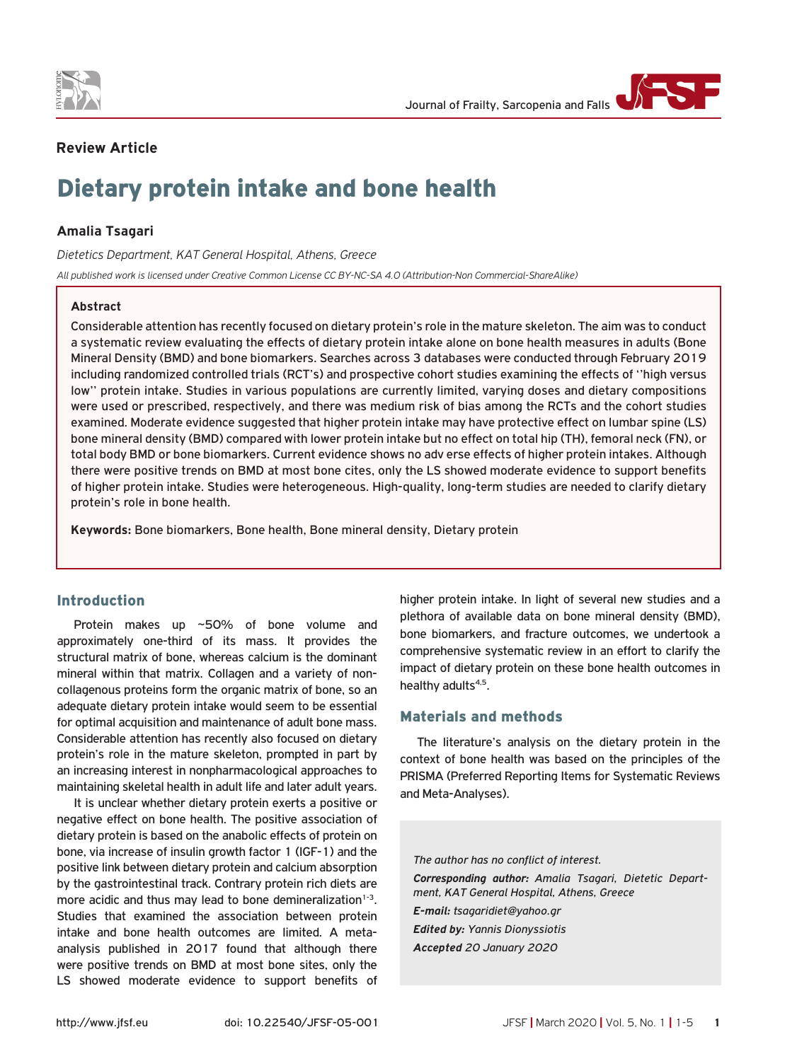**Review Article**

# Dietary protein intake and bone health

**Amalia Tsagari**

*Dietetics Department, KAT General Hospital, Athens, Greece*

*All published work is licensed under Creative Common License CC BY-NC-SA 4.0 (Attribution-Non Commercial-ShareAlike)*

### Abstract

Considerable attention has recently focused on dietary protein's role in the mature skeleton. The aim was to conduct a systematic review evaluating the effects of dietary protein intake alone on bone health measures in adults (Bone Mineral Density (BMD) and bone biomarkers. Searches across 3 databases were conducted through February 2019 including randomized controlled trials (RCT's) and prospective cohort studies examining the effects of ''high versus low'' protein intake. Studies in various populations are currently limited, varying doses and dietary compositions were used or prescribed, respectively, and there was medium risk of bias among the RCTs and the cohort studies examined. Moderate evidence suggested that higher protein intake may have protective effect on lumbar spine (LS) bone mineral density (BMD) compared with lower protein intake but no effect on total hip (TH), femoral neck (FN), or total body BMD or bone biomarkers. Current evidence shows no adv erse effects of higher protein intakes. Although there were positive trends on BMD at most bone cites, only the LS showed moderate evidence to support benefits of higher protein intake. Studies were heterogeneous. High-quality, long-term studies are needed to clarify dietary protein's role in bone health.

**Keywords:** Bone biomarkers, Bone health, Bone mineral density, Dietary protein

## Introduction

Protein makes up ~50% of bone volume and approximately one-third of its mass. It provides the structural matrix of bone, whereas calcium is the dominant mineral within that matrix. Collagen and a variety of non-collagenous proteins form the organic matrix of bone, so an adequate dietary protein intake would seem to be essential for optimal acquisition and maintenance of adult bone mass. Considerable attention has recently also focused on dietary protein's role in the mature skeleton, prompted in part by an increasing interest in nonpharmacological approaches to maintaining skeletal health in adult life and later adult years.

It is unclear whether dietary protein exerts a positive or negative effect on bone health. The positive association of dietary protein is based on the anabolic effects of protein on bone, via increase of insulin growth factor 1 (IGF-1) and the positive link between dietary protein and calcium absorption by the gastrointestinal track. Contrary protein rich diets are more acidic and thus may lead to bone demineralization[1-3]. Studies that examined the association between protein intake and bone health outcomes are limited. A meta-analysis published in 2017 found that although there were positive trends on BMD at most bone sites, only the LS showed moderate evidence to support benefits of higher protein intake. In light of several new studies and a plethora of available data on bone mineral density (BMD), bone biomarkers, and fracture outcomes, we undertook a comprehensive systematic review in an effort to clarify the impact of dietary protein on these bone health outcomes in healthy adults[4,5].

## Materials and methods

The literature's analysis on the dietary protein in the context of bone health was based on the principles of the PRISMA (Preferred Reporting Items for Systematic Reviews and Meta-Analyses).

*The author has no conflict of interest.*

***Corresponding author:** Amalia Tsagari, Dietetic Department, KAT General Hospital, Athens, Greece*

***E-mail:** tsagaridiet@yahoo.gr*

***Edited by:** Yannis Dionyssiotis*

***Accepted** 20 January 2020*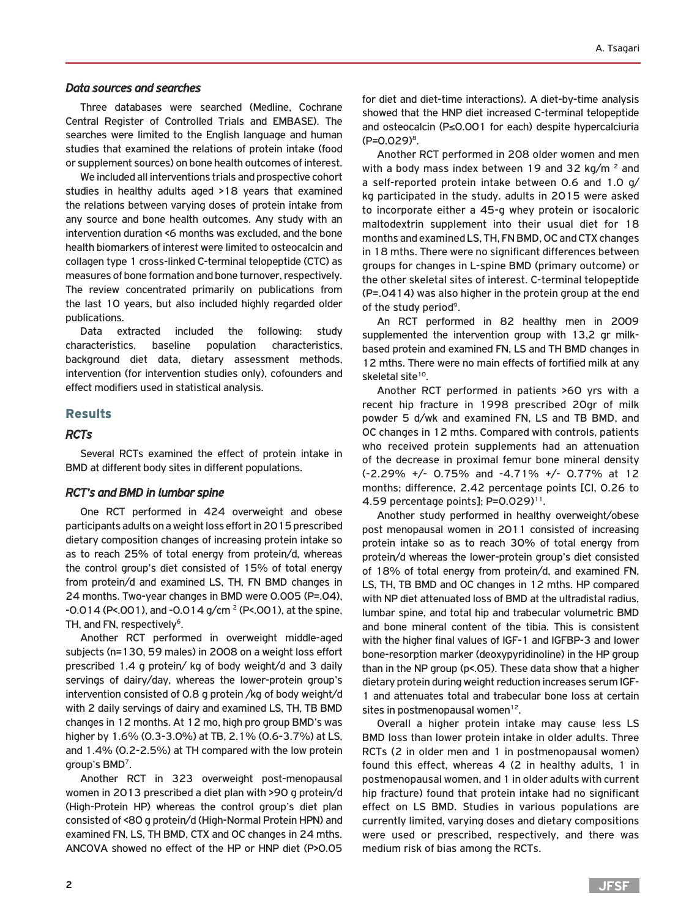### *Data sources and searches*

Three databases were searched (Medline, Cochrane Central Register of Controlled Trials and EMBASE). The searches were limited to the English language and human studies that examined the relations of protein intake (food or supplement sources) on bone health outcomes of interest.

We included all interventions trials and prospective cohort studies in healthy adults aged >18 years that examined the relations between varying doses of protein intake from any source and bone health outcomes. Any study with an intervention duration <6 months was excluded, and the bone health biomarkers of interest were limited to osteocalcin and collagen type 1 cross-linked C-terminal telopeptide (CTC) as measures of bone formation and bone turnover, respectively. The review concentrated primarily on publications from the last 10 years, but also included highly regarded older publications.

Data extracted included the following: study characteristics, baseline population characteristics, background diet data, dietary assessment methods, intervention (for intervention studies only), cofounders and effect modifiers used in statistical analysis.

## Results

### *RCTs*

Several RCTs examined the effect of protein intake in BMD at different body sites in different populations.

### *RCT's and BMD in lumbar spine*

One RCT performed in 424 overweight and obese participants adults on a weight loss effort in 2015 prescribed dietary composition changes of increasing protein intake so as to reach 25% of total energy from protein/d, whereas the control group's diet consisted of 15% of total energy from protein/d and examined LS, TH, FN BMD changes in 24 months. Two-year changes in BMD were 0.005 (P=.04), -0.014 (P<.001), and -0.014 g/cm $^2$ (P<.001), at the spine, TH, and FN, respectively[6].

Another RCT performed in overweight middle-aged subjects (n=130, 59 males) in 2008 on a weight loss effort prescribed 1.4 g protein/ kg of body weight/d and 3 daily servings of dairy/day, whereas the lower-protein group's intervention consisted of 0.8 g protein /kg of body weight/d with 2 daily servings of dairy and examined LS, TH, TB BMD changes in 12 months. At 12 mo, high pro group BMD's was higher by 1.6% (0.3-3.0%) at TB, 2.1% (0.6-3.7%) at LS, and 1.4% (0.2-2.5%) at TH compared with the low protein group's BMD[7].

Another RCT in 323 overweight post-menopausal women in 2013 prescribed a diet plan with >90 g protein/d (High-Protein HP) whereas the control group's diet plan consisted of <80 g protein/d (High-Normal Protein HPN) and examined FN, LS, TH BMD, CTX and OC changes in 24 mths. ANCOVA showed no effect of the HP or HNP diet (P>0.05 for diet and diet-time interactions). A diet-by-time analysis showed that the HNP diet increased C-terminal telopeptide and osteocalcin (P≤0.001 for each) despite hypercalciuria (P=0.029)[8].

Another RCT performed in 208 older women and men with a body mass index between 19 and 32 kg/m $^2$ and a self-reported protein intake between 0.6 and 1.0 g/ kg participated in the study. adults in 2015 were asked to incorporate either a 45-g whey protein or isocaloric maltodextrin supplement into their usual diet for 18 months and examined LS, TH, FN BMD, OC and CTX changes in 18 mths. There were no significant differences between groups for changes in L-spine BMD (primary outcome) or the other skeletal sites of interest. C-terminal telopeptide (P=.0414) was also higher in the protein group at the end of the study period[9].

An RCT performed in 82 healthy men in 2009 supplemented the intervention group with 13,2 gr milk-based protein and examined FN, LS and TH BMD changes in 12 mths. There were no main effects of fortified milk at any skeletal site[10].

Another RCT performed in patients >60 yrs with a recent hip fracture in 1998 prescribed 20gr of milk powder 5 d/wk and examined FN, LS and TB BMD, and OC changes in 12 mths. Compared with controls, patients who received protein supplements had an attenuation of the decrease in proximal femur bone mineral density (-2.29% +/- 0.75% and -4.71% +/- 0.77% at 12 months; difference, 2.42 percentage points [CI, 0.26 to 4.59 percentage points]; P=0.029)[11].

Another study performed in healthy overweight/obese post menopausal women in 2011 consisted of increasing protein intake so as to reach 30% of total energy from protein/d whereas the lower-protein group's diet consisted of 18% of total energy from protein/d, and examined FN, LS, TH, TB BMD and OC changes in 12 mths. HP compared with NP diet attenuated loss of BMD at the ultradistal radius, lumbar spine, and total hip and trabecular volumetric BMD and bone mineral content of the tibia. This is consistent with the higher final values of IGF-1 and IGFBP-3 and lower bone-resorption marker (deoxypyridinoline) in the HP group than in the NP group (p<.05). These data show that a higher dietary protein during weight reduction increases serum IGF-1 and attenuates total and trabecular bone loss at certain sites in postmenopausal women[12].

Overall a higher protein intake may cause less LS BMD loss than lower protein intake in older adults. Three RCTs (2 in older men and 1 in postmenopausal women) found this effect, whereas 4 (2 in healthy adults, 1 in postmenopausal women, and 1 in older adults with current hip fracture) found that protein intake had no significant effect on LS BMD. Studies in various populations are currently limited, varying doses and dietary compositions were used or prescribed, respectively, and there was medium risk of bias among the RCTs.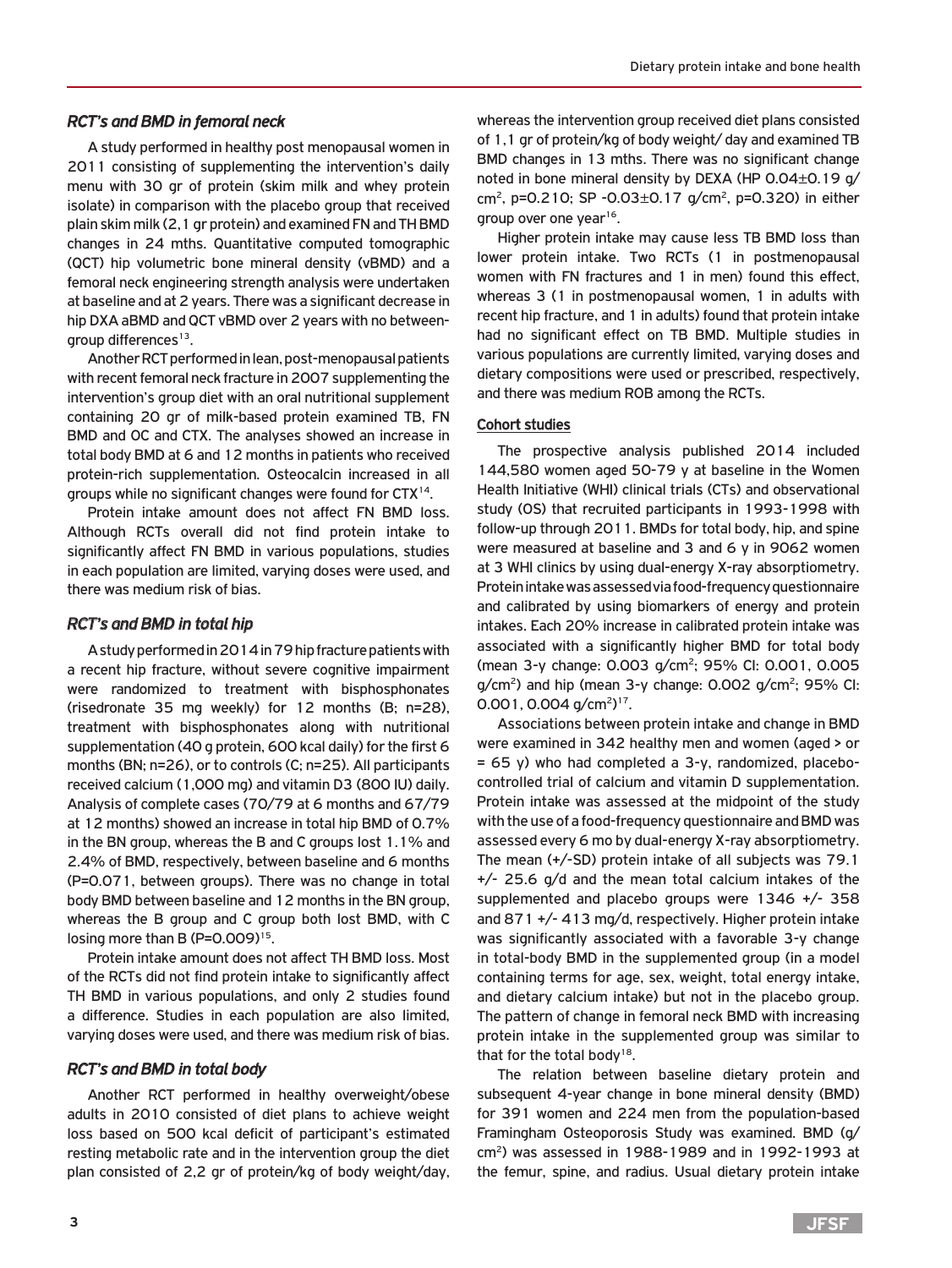### *RCT's and BMD in femoral neck*

A study performed in healthy post menopausal women in 2011 consisting of supplementing the intervention's daily menu with 30 gr of protein (skim milk and whey protein isolate) in comparison with the placebo group that received plain skim milk (2,1 gr protein) and examined FN and TH BMD changes in 24 mths. Quantitative computed tomographic (QCT) hip volumetric bone mineral density (vBMD) and a femoral neck engineering strength analysis were undertaken at baseline and at 2 years. There was a significant decrease in hip DXA aBMD and QCT vBMD over 2 years with no between-group differences[13].

Another RCT performed in lean, post-menopausal patients with recent femoral neck fracture in 2007 supplementing the intervention's group diet with an oral nutritional supplement containing 20 gr of milk-based protein examined TB, FN BMD and OC and CTX. The analyses showed an increase in total body BMD at 6 and 12 months in patients who received protein-rich supplementation. Osteocalcin increased in all groups while no significant changes were found for CTX[14].

Protein intake amount does not affect FN BMD loss. Although RCTs overall did not find protein intake to significantly affect FN BMD in various populations, studies in each population are limited, varying doses were used, and there was medium risk of bias.

### *RCT's and BMD in total hip*

A study performed in 2014 in 79 hip fracture patients with a recent hip fracture, without severe cognitive impairment were randomized to treatment with bisphosphonates (risedronate 35 mg weekly) for 12 months (B; n=28), treatment with bisphosphonates along with nutritional supplementation (40 g protein, 600 kcal daily) for the first 6 months (BN; n=26), or to controls (C; n=25). All participants received calcium (1,000 mg) and vitamin D3 (800 IU) daily. Analysis of complete cases (70/79 at 6 months and 67/79 at 12 months) showed an increase in total hip BMD of 0.7% in the BN group, whereas the B and C groups lost 1.1% and 2.4% of BMD, respectively, between baseline and 6 months (P=0.071, between groups). There was no change in total body BMD between baseline and 12 months in the BN group, whereas the B group and C group both lost BMD, with C losing more than B (P=0.009)[15].

Protein intake amount does not affect TH BMD loss. Most of the RCTs did not find protein intake to significantly affect TH BMD in various populations, and only 2 studies found a difference. Studies in each population are also limited, varying doses were used, and there was medium risk of bias.

### *RCT's and BMD in total body*

Another RCT performed in healthy overweight/obese adults in 2010 consisted of diet plans to achieve weight loss based on 500 kcal deficit of participant's estimated resting metabolic rate and in the intervention group the diet plan consisted of 2,2 gr of protein/kg of body weight/day, whereas the intervention group received diet plans consisted of 1,1 gr of protein/kg of body weight/ day and examined TB BMD changes in 13 mths. There was no significant change noted in bone mineral density by DEXA (HP 0.04±0.19 g/cm$^2$, p=0.210; SP -0.03±0.17 g/cm$^2$, p=0.320) in either group over one year[16].

Higher protein intake may cause less TB BMD loss than lower protein intake. Two RCTs (1 in postmenopausal women with FN fractures and 1 in men) found this effect, whereas 3 (1 in postmenopausal women, 1 in adults with recent hip fracture, and 1 in adults) found that protein intake had no significant effect on TB BMD. Multiple studies in various populations are currently limited, varying doses and dietary compositions were used or prescribed, respectively, and there was medium ROB among the RCTs.

#### Cohort studies

The prospective analysis published 2014 included 144,580 women aged 50-79 y at baseline in the Women Health Initiative (WHI) clinical trials (CTs) and observational study (OS) that recruited participants in 1993-1998 with follow-up through 2011. BMDs for total body, hip, and spine were measured at baseline and 3 and 6 y in 9062 women at 3 WHI clinics by using dual-energy X-ray absorptiometry. Protein intake was assessed via food-frequency questionnaire and calibrated by using biomarkers of energy and protein intakes. Each 20% increase in calibrated protein intake was associated with a significantly higher BMD for total body (mean 3-y change: 0.003 g/cm$^2$; 95% CI: 0.001, 0.005 g/cm$^2$) and hip (mean 3-y change: 0.002 g/cm$^2$; 95% CI: 0.001, 0.004 g/cm$^2$)[17].

Associations between protein intake and change in BMD were examined in 342 healthy men and women (aged > or = 65 y) who had completed a 3-y, randomized, placebo-controlled trial of calcium and vitamin D supplementation. Protein intake was assessed at the midpoint of the study with the use of a food-frequency questionnaire and BMD was assessed every 6 mo by dual-energy X-ray absorptiometry. The mean (+/-SD) protein intake of all subjects was 79.1 +/- 25.6 g/d and the mean total calcium intakes of the supplemented and placebo groups were 1346 +/- 358 and 871 +/- 413 mg/d, respectively. Higher protein intake was significantly associated with a favorable 3-y change in total-body BMD in the supplemented group (in a model containing terms for age, sex, weight, total energy intake, and dietary calcium intake) but not in the placebo group. The pattern of change in femoral neck BMD with increasing protein intake in the supplemented group was similar to that for the total body[18].

The relation between baseline dietary protein and subsequent 4-year change in bone mineral density (BMD) for 391 women and 224 men from the population-based Framingham Osteoporosis Study was examined. BMD (g/cm$^2$) was assessed in 1988-1989 and in 1992-1993 at the femur, spine, and radius. Usual dietary protein intake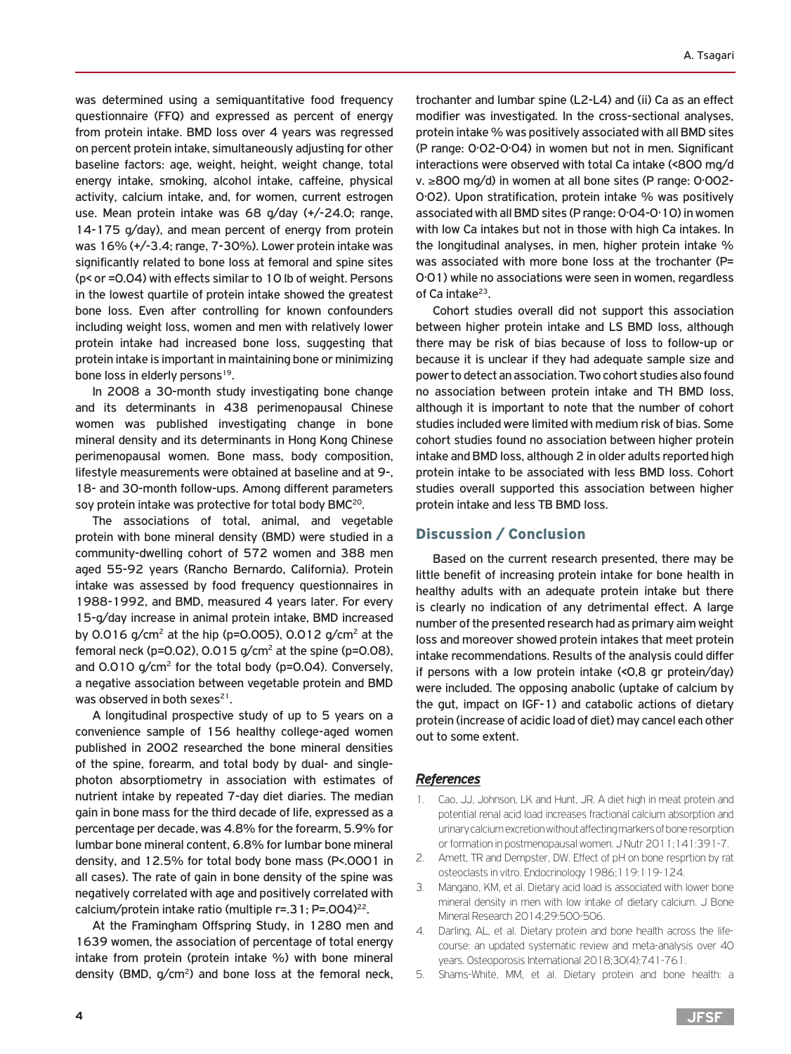was determined using a semiquantitative food frequency questionnaire (FFQ) and expressed as percent of energy from protein intake. BMD loss over 4 years was regressed on percent protein intake, simultaneously adjusting for other baseline factors: age, weight, height, weight change, total energy intake, smoking, alcohol intake, caffeine, physical activity, calcium intake, and, for women, current estrogen use. Mean protein intake was 68 g/day (+/-24.0; range, 14-175 g/day), and mean percent of energy from protein was 16% (+/-3.4; range, 7-30%). Lower protein intake was significantly related to bone loss at femoral and spine sites (p< or =0.04) with effects similar to 10 lb of weight. Persons in the lowest quartile of protein intake showed the greatest bone loss. Even after controlling for known confounders including weight loss, women and men with relatively lower protein intake had increased bone loss, suggesting that protein intake is important in maintaining bone or minimizing bone loss in elderly persons[19].

In 2008 a 30-month study investigating bone change and its determinants in 438 perimenopausal Chinese women was published investigating change in bone mineral density and its determinants in Hong Kong Chinese perimenopausal women. Bone mass, body composition, lifestyle measurements were obtained at baseline and at 9-, 18- and 30-month follow-ups. Among different parameters soy protein intake was protective for total body BMC[20].

The associations of total, animal, and vegetable protein with bone mineral density (BMD) were studied in a community-dwelling cohort of 572 women and 388 men aged 55-92 years (Rancho Bernardo, California). Protein intake was assessed by food frequency questionnaires in 1988-1992, and BMD, measured 4 years later. For every 15-g/day increase in animal protein intake, BMD increased by 0.016 g/cm$^2$ at the hip (p=0.005), 0.012 g/cm$^2$ at the femoral neck (p=0.02), 0.015 g/cm$^2$ at the spine (p=0.08), and 0.010 g/cm$^2$ for the total body (p=0.04). Conversely, a negative association between vegetable protein and BMD was observed in both sexes[21].

A longitudinal prospective study of up to 5 years on a convenience sample of 156 healthy college-aged women published in 2002 researched the bone mineral densities of the spine, forearm, and total body by dual- and single-photon absorptiometry in association with estimates of nutrient intake by repeated 7-day diet diaries. The median gain in bone mass for the third decade of life, expressed as a percentage per decade, was 4.8% for the forearm, 5.9% for lumbar bone mineral content, 6.8% for lumbar bone mineral density, and 12.5% for total body bone mass (P<.0001 in all cases). The rate of gain in bone density of the spine was negatively correlated with age and positively correlated with calcium/protein intake ratio (multiple r=.31; P=.004)[22].

At the Framingham Offspring Study, in 1280 men and 1639 women, the association of percentage of total energy intake from protein (protein intake %) with bone mineral density (BMD, g/cm$^2$) and bone loss at the femoral neck, trochanter and lumbar spine (L2-L4) and (ii) Ca as an effect modifier was investigated. In the cross-sectional analyses, protein intake % was positively associated with all BMD sites (P range: 0·02-0·04) in women but not in men. Significant interactions were observed with total Ca intake (<800 mg/d v. ≥800 mg/d) in women at all bone sites (P range: 0·002-0·02). Upon stratification, protein intake % was positively associated with all BMD sites (P range: 0·04-0·10) in women with low Ca intakes but not in those with high Ca intakes. In the longitudinal analyses, in men, higher protein intake % was associated with more bone loss at the trochanter (P= 0·01) while no associations were seen in women, regardless of Ca intake[23].

Cohort studies overall did not support this association between higher protein intake and LS BMD loss, although there may be risk of bias because of loss to follow-up or because it is unclear if they had adequate sample size and power to detect an association. Two cohort studies also found no association between protein intake and TH BMD loss, although it is important to note that the number of cohort studies included were limited with medium risk of bias. Some cohort studies found no association between higher protein intake and BMD loss, although 2 in older adults reported high protein intake to be associated with less BMD loss. Cohort studies overall supported this association between higher protein intake and less TB BMD loss.

## Discussion / Conclusion

Based on the current research presented, there may be little benefit of increasing protein intake for bone health in healthy adults with an adequate protein intake but there is clearly no indication of any detrimental effect. A large number of the presented research had as primary aim weight loss and moreover showed protein intakes that meet protein intake recommendations. Results of the analysis could differ if persons with a low protein intake (<0,8 gr protein/day) were included. The opposing anabolic (uptake of calcium by the gut, impact on IGF-1) and catabolic actions of dietary protein (increase of acidic load of diet) may cancel each other out to some extent.

## *References*

1. Cao, JJ, Johnson, LK and Hunt, JR. A diet high in meat protein and potential renal acid load increases fractional calcium absorption and urinary calcium excretion without affecting markers of bone resorption or formation in postmenopausal women. J Nutr 2011;141:391-7.
2. Arnett, TR and Dempster, DW. Effect of pH on bone resprtion by rat osteoclasts in vitro. Endocrinology 1986;119:119-124.
3. Mangano, KM, et al. Dietary acid load is associated with lower bone mineral density in men with low intake of dietary calcium. J Bone Mineral Research 2014;29:500-506.
4. Darling, AL, et al. Dietary protein and bone health across the life-course: an updated systematic review and meta-analysis over 40 years. Osteoporosis International 2018;30(4):741-761.
5. Shams-White, MM, et al. Dietary protein and bone health: a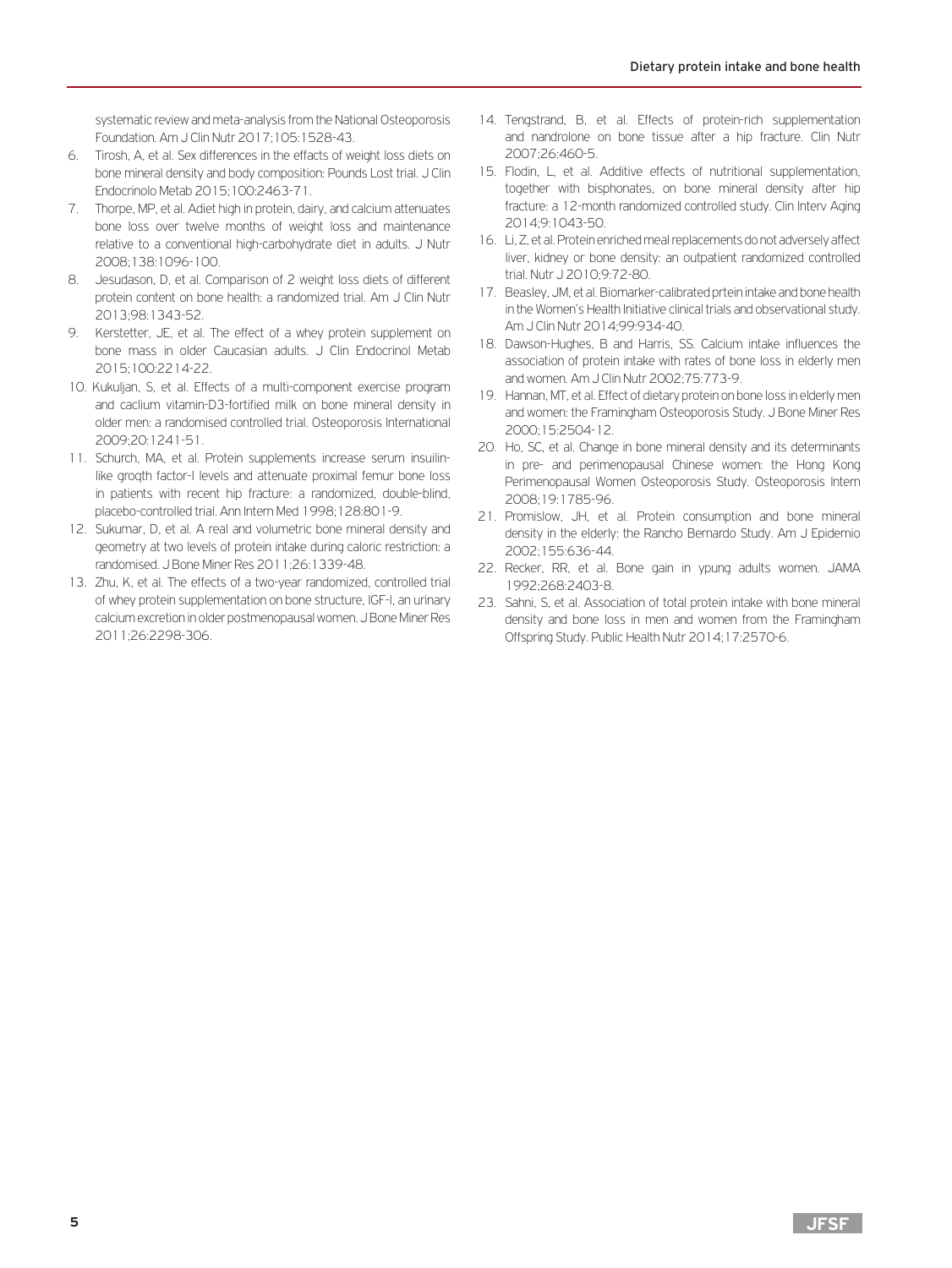systematic review and meta-analysis from the National Osteoporosis Foundation. Am J Clin Nutr 2017;105:1528-43.

6. Tirosh, A, et al. Sex differences in the effects of weight loss diets on bone mineral density and body composition: Pounds Lost trial. J Clin Endocrinolo Metab 2015;100:2463-71.
7. Thorpe, MP, et al. Adiet high in protein, dairy, and calcium attenuates bone loss over twelve months of weight loss and maintenance relative to a conventional high-carbohydrate diet in adults. J Nutr 2008;138:1096-100.
8. Jesudason, D, et al. Comparison of 2 weight loss diets of different protein content on bone health: a randomized trial. Am J Clin Nutr 2013;98:1343-52.
9. Kerstetter, JE, et al. The effect of a whey protein supplement on bone mass in older Caucasian adults. J Clin Endocrinol Metab 2015;100:2214-22.
10. Kukuljan, S, et al. Effects of a multi-component exercise program and caclium vitamin-D3-fortified milk on bone mineral density in older men: a randomised controlled trial. Osteoporosis International 2009;20:1241-51.
11. Schurch, MA, et al. Protein supplements increase serum insuilin-like groqth factor-I levels and attenuate proximal femur bone loss in patients with recent hip fracture: a randomized, double-blind, placebo-controlled trial. Ann Intern Med 1998;128:801-9.
12. Sukumar, D, et al. A real and volumetric bone mineral density and geometry at two levels of protein intake during caloric restriction: a randomised. J Bone Miner Res 2011;26:1339-48.
13. Zhu, K, et al. The effects of a two-year randomized, controlled trial of whey protein supplementation on bone structure, IGF-I, an urinary calcium excretion in older postmenopausal women. J Bone Miner Res 2011;26:2298-306.
14. Tengstrand, B, et al. Effects of protein-rich supplementation and nandrolone on bone tissue after a hip fracture. Clin Nutr 2007;26:460-5.
15. Flodin, L, et al. Additive effects of nutritional supplementation, together with bisphonates, on bone mineral density after hip fracture: a 12-month randomized controlled study. Clin Interv Aging 2014;9:1043-50.
16. Li, Z, et al. Protein enriched meal replacements do not adversely affect liver, kidney or bone density: an outpatient randomized controlled trial. Nutr J 2010;9:72-80.
17. Beasley, JM, et al. Biomarker-calibrated prtein intake and bone health in the Women's Health Initiative clinical trials and observational study. Am J Clin Nutr 2014;99:934-40.
18. Dawson-Hughes, B and Harris, SS. Calcium intake influences the association of protein intake with rates of bone loss in elderly men and women. Am J Clin Nutr 2002;75:773-9.
19. Hannan, MT, et al. Effect of dietary protein on bone loss in elderly men and women: the Framingham Osteoporosis Study. J Bone Miner Res 2000;15:2504-12.
20. Ho, SC, et al. Change in bone mineral density and its determinants in pre- and perimenopausal Chinese women: the Hong Kong Perimenopausal Women Osteoporosis Study. Osteoporosis Intern 2008;19:1785-96.
21. Promislow, JH, et al. Protein consumption and bone mineral density in the elderly: the Rancho Bernardo Study. Am J Epidemio 2002;155:636-44.
22. Recker, RR, et al. Bone gain in ypung adults women. JAMA 1992;268:2403-8.
23. Sahni, S, et al. Association of total protein intake with bone mineral density and bone loss in men and women from the Framingham Offspring Study. Public Health Nutr 2014;17:2570-6.